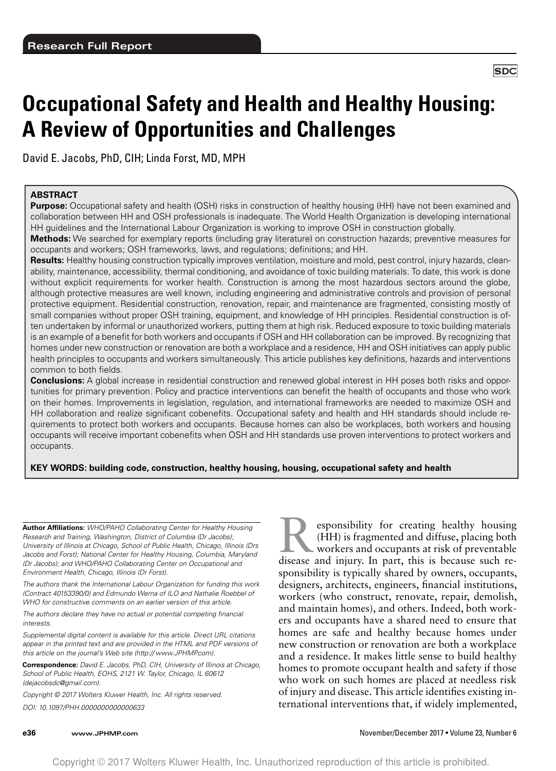Research Full Report

SDC

# Occupational Safety and Health and Healthy Housing: A Review of Opportunities and Challenges

David E. Jacobs, PhD, CIH; Linda Forst, MD, MPH

## ABSTRACT

**Purpose:** Occupational safety and health (OSH) risks in construction of healthy housing (HH) have not been examined and collaboration between HH and OSH professionals is inadequate. The World Health Organization is developing international HH guidelines and the International Labour Organization is working to improve OSH in construction globally.

**Methods:** We searched for exemplary reports (including gray literature) on construction hazards; preventive measures for occupants and workers; OSH frameworks, laws, and regulations; definitions; and HH.

**Results:** Healthy housing construction typically improves ventilation, moisture and mold, pest control, injury hazards, cleanability, maintenance, accessibility, thermal conditioning, and avoidance of toxic building materials. To date, this work is done without explicit requirements for worker health. Construction is among the most hazardous sectors around the globe, although protective measures are well known, including engineering and administrative controls and provision of personal protective equipment. Residential construction, renovation, repair, and maintenance are fragmented, consisting mostly of small companies without proper OSH training, equipment, and knowledge of HH principles. Residential construction is often undertaken by informal or unauthorized workers, putting them at high risk. Reduced exposure to toxic building materials is an example of a benefit for both workers and occupants if OSH and HH collaboration can be improved. By recognizing that homes under new construction or renovation are both a workplace and a residence, HH and OSH initiatives can apply public health principles to occupants and workers simultaneously. This article publishes key definitions, hazards and interventions common to both fields.

**Conclusions:** A global increase in residential construction and renewed global interest in HH poses both risks and opportunities for primary prevention. Policy and practice interventions can benefit the health of occupants and those who work on their homes. Improvements in legislation, regulation, and international frameworks are needed to maximize OSH and HH collaboration and realize significant cobenefits. Occupational safety and health and HH standards should include requirements to protect both workers and occupants. Because homes can also be workplaces, both workers and housing occupants will receive important cobenefits when OSH and HH standards use proven interventions to protect workers and occupants.

**KEY WORDS: building code, construction, healthy housing, housing, occupational safety and health**

**Author Affiliations:** *WHO/PAHO Collaborating Center for Healthy Housing Research and Training, Washington, District of Columbia (Dr Jacobs); University of Illinois at Chicago, School of Public Health, Chicago, Illinois (Drs Jacobs and Forst); National Center for Healthy Housing, Columbia, Maryland (Dr Jacobs); and WHO/PAHO Collaborating Center on Occupational and Environment Health, Chicago, Illinois (Dr Forst).*

*The authors thank the International Labour Organization for funding this work (Contract 40153390/0) and Edmundo Werna of ILO and Nathalie Roebbel of WHO for constructive comments on an earlier version of this article.*

*The authors declare they have no actual or potential competing financial interests.*

*Supplemental digital content is available for this article. Direct URL citations appear in the printed text and are provided in the HTML and PDF versions of this article on the journal's Web site (http://www.JPHMP.com).*

**Correspondence:** *David E. Jacobs, PhD, CIH, University of Illinois at Chicago, School of Public Health, EOHS, 2121 W. Taylor, Chicago, IL 60612 (dejacobsdc@gmail.com).*

*Copyright © 2017 Wolters Kluwer Health, Inc. All rights reserved.*

*DOI: 10.1097/PHH.0000000000000633*

Responsibility for creating healthy housing (HH) is fragmented and diffuse, placing both workers and occupants at risk of preventable disease and injury. In part, this is because such responsibility is typically shared by owners, occupants, designers, architects, engineers, financial institutions, workers (who construct, renovate, repair, demolish, and maintain homes), and others. Indeed, both workers and occupants have a shared need to ensure that homes are safe and healthy because homes under new construction or renovation are both a workplace and a residence. It makes little sense to build healthy homes to promote occupant health and safety if those who work on such homes are placed at needless risk of injury and disease. This article identifies existing international interventions that, if widely implemented,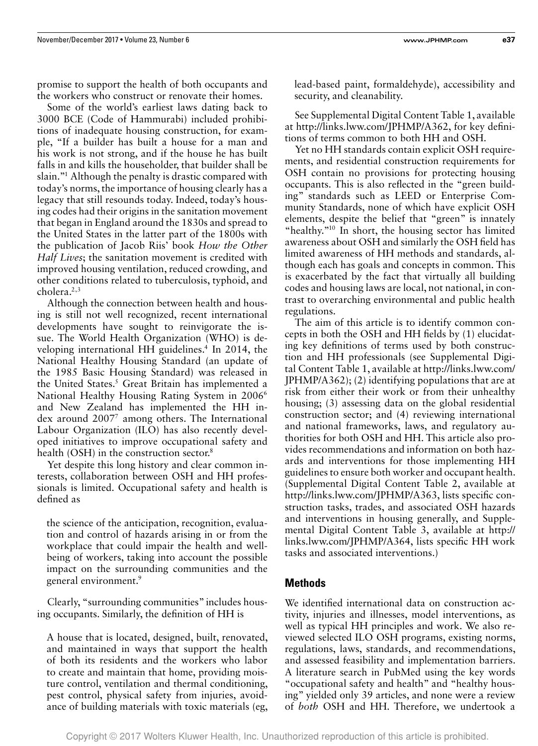promise to support the health of both occupants and the workers who construct or renovate their homes.

Some of the world's earliest laws dating back to 3000 BCE (Code of Hammurabi) included prohibitions of inadequate housing construction, for example, "If a builder has built a house for a man and his work is not strong, and if the house he has built falls in and kills the householder, that builder shall be slain."[1] Although the penalty is drastic compared with today's norms, the importance of housing clearly has a legacy that still resounds today. Indeed, today's housing codes had their origins in the sanitation movement that began in England around the 1830s and spread to the United States in the latter part of the 1800s with the publication of Jacob Riis' book *How the Other Half Lives*; the sanitation movement is credited with improved housing ventilation, reduced crowding, and other conditions related to tuberculosis, typhoid, and cholera.[2,3]

Although the connection between health and housing is still not well recognized, recent international developments have sought to reinvigorate the issue. The World Health Organization (WHO) is developing international HH guidelines.[4] In 2014, the National Healthy Housing Standard (an update of the 1985 Basic Housing Standard) was released in the United States.[5] Great Britain has implemented a National Healthy Housing Rating System in 2006[6] and New Zealand has implemented the HH index around 2007[7] among others. The International Labour Organization (ILO) has also recently developed initiatives to improve occupational safety and health (OSH) in the construction sector.[8]

Yet despite this long history and clear common interests, collaboration between OSH and HH professionals is limited. Occupational safety and health is defined as

> the science of the anticipation, recognition, evaluation and control of hazards arising in or from the workplace that could impair the health and well-being of workers, taking into account the possible impact on the surrounding communities and the general environment.[9]

Clearly, "surrounding communities" includes housing occupants. Similarly, the definition of HH is

> A house that is located, designed, built, renovated, and maintained in ways that support the health of both its residents and the workers who labor to create and maintain that home, providing moisture control, ventilation and thermal conditioning, pest control, physical safety from injuries, avoidance of building materials with toxic materials (eg, lead-based paint, formaldehyde), accessibility and security, and cleanability.

See Supplemental Digital Content Table 1, available at http://links.lww.com/JPHMP/A362, for key definitions of terms common to both HH and OSH.

Yet no HH standards contain explicit OSH requirements, and residential construction requirements for OSH contain no provisions for protecting housing occupants. This is also reflected in the "green building" standards such as LEED or Enterprise Community Standards, none of which have explicit OSH elements, despite the belief that "green" is innately "healthy."[10] In short, the housing sector has limited awareness about OSH and similarly the OSH field has limited awareness of HH methods and standards, although each has goals and concepts in common. This is exacerbated by the fact that virtually all building codes and housing laws are local, not national, in contrast to overarching environmental and public health regulations.

The aim of this article is to identify common concepts in both the OSH and HH fields by (1) elucidating key definitions of terms used by both construction and HH professionals (see Supplemental Digital Content Table 1, available at http://links.lww.com/JPHMP/A362); (2) identifying populations that are at risk from either their work or from their unhealthy housing; (3) assessing data on the global residential construction sector; and (4) reviewing international and national frameworks, laws, and regulatory authorities for both OSH and HH. This article also provides recommendations and information on both hazards and interventions for those implementing HH guidelines to ensure both worker and occupant health. (Supplemental Digital Content Table 2, available at http://links.lww.com/JPHMP/A363, lists specific construction tasks, trades, and associated OSH hazards and interventions in housing generally, and Supplemental Digital Content Table 3, available at http://links.lww.com/JPHMP/A364, lists specific HH work tasks and associated interventions.)

## Methods

We identified international data on construction activity, injuries and illnesses, model interventions, as well as typical HH principles and work. We also reviewed selected ILO OSH programs, existing norms, regulations, laws, standards, and recommendations, and assessed feasibility and implementation barriers. A literature search in PubMed using the key words "occupational safety and health" and "healthy housing" yielded only 39 articles, and none were a review of *both* OSH and HH. Therefore, we undertook a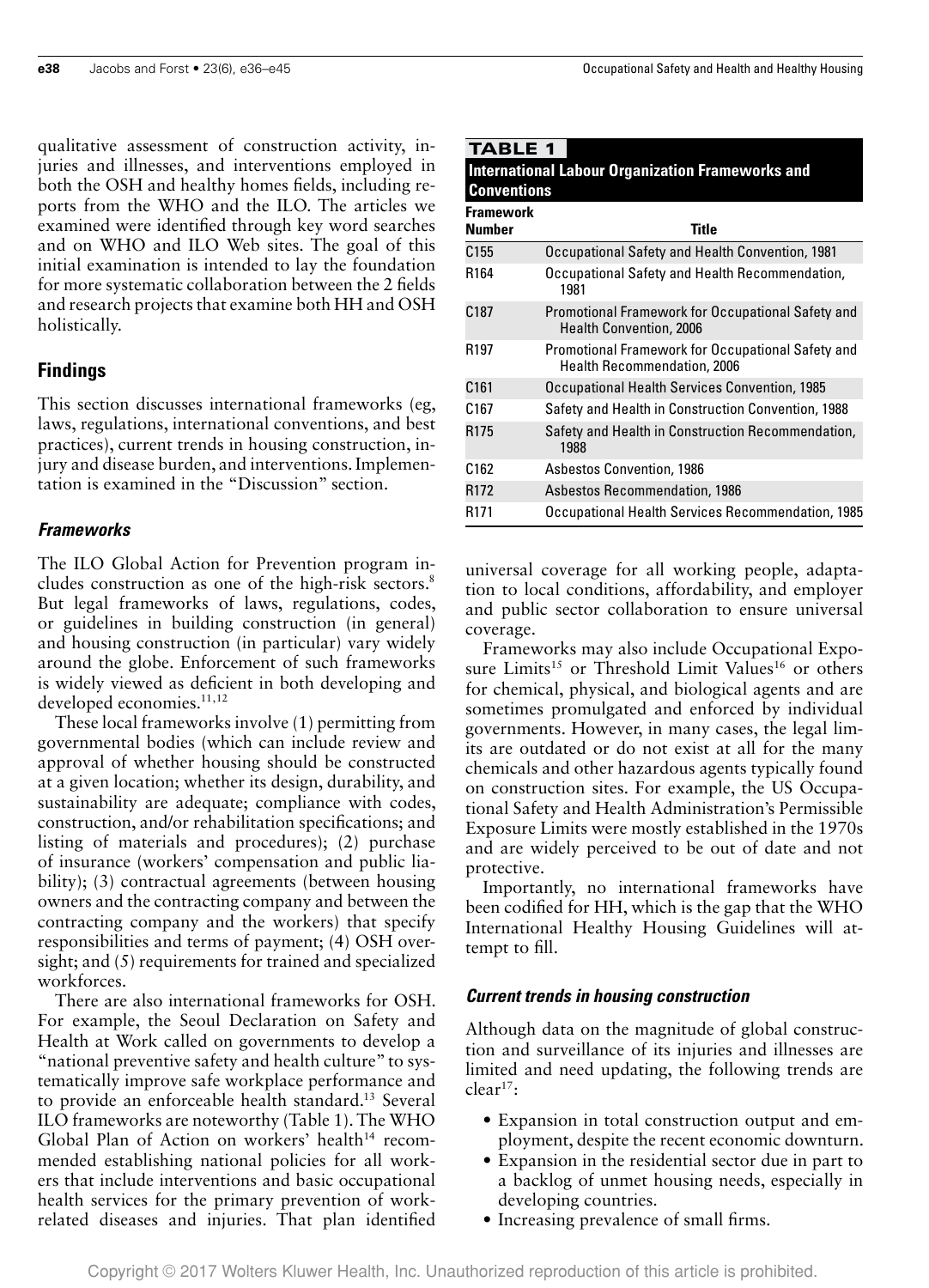qualitative assessment of construction activity, injuries and illnesses, and interventions employed in both the OSH and healthy homes fields, including reports from the WHO and the ILO. The articles we examined were identified through key word searches and on WHO and ILO Web sites. The goal of this initial examination is intended to lay the foundation for more systematic collaboration between the 2 fields and research projects that examine both HH and OSH holistically.

## Findings

This section discusses international frameworks (eg, laws, regulations, international conventions, and best practices), current trends in housing construction, injury and disease burden, and interventions. Implementation is examined in the "Discussion" section.

### *Frameworks*

The ILO Global Action for Prevention program includes construction as one of the high-risk sectors.[8] But legal frameworks of laws, regulations, codes, or guidelines in building construction (in general) and housing construction (in particular) vary widely around the globe. Enforcement of such frameworks is widely viewed as deficient in both developing and developed economies.[11,12]

These local frameworks involve (1) permitting from governmental bodies (which can include review and approval of whether housing should be constructed at a given location; whether its design, durability, and sustainability are adequate; compliance with codes, construction, and/or rehabilitation specifications; and listing of materials and procedures); (2) purchase of insurance (workers' compensation and public liability); (3) contractual agreements (between housing owners and the contracting company and between the contracting company and the workers) that specify responsibilities and terms of payment; (4) OSH oversight; and (5) requirements for trained and specialized workforces.

There are also international frameworks for OSH. For example, the Seoul Declaration on Safety and Health at Work called on governments to develop a "national preventive safety and health culture" to systematically improve safe workplace performance and to provide an enforceable health standard.[13] Several ILO frameworks are noteworthy (Table 1). The WHO Global Plan of Action on workers' health[14] recommended establishing national policies for all workers that include interventions and basic occupational health services for the primary prevention of work-related diseases and injuries. That plan identified universal coverage for all working people, adaptation to local conditions, affordability, and employer and public sector collaboration to ensure universal coverage.

**TABLE 1**
**International Labour Organization Frameworks and Conventions**

| Framework Number | Title |
|---|---|
| C155 | Occupational Safety and Health Convention, 1981 |
| R164 | Occupational Safety and Health Recommendation, 1981 |
| C187 | Promotional Framework for Occupational Safety and Health Convention, 2006 |
| R197 | Promotional Framework for Occupational Safety and Health Recommendation, 2006 |
| C161 | Occupational Health Services Convention, 1985 |
| C167 | Safety and Health in Construction Convention, 1988 |
| R175 | Safety and Health in Construction Recommendation, 1988 |
| C162 | Asbestos Convention, 1986 |
| R172 | Asbestos Recommendation, 1986 |
| R171 | Occupational Health Services Recommendation, 1985 |

Frameworks may also include Occupational Exposure Limits[15] or Threshold Limit Values[16] or others for chemical, physical, and biological agents and are sometimes promulgated and enforced by individual governments. However, in many cases, the legal limits are outdated or do not exist at all for the many chemicals and other hazardous agents typically found on construction sites. For example, the US Occupational Safety and Health Administration's Permissible Exposure Limits were mostly established in the 1970s and are widely perceived to be out of date and not protective.

Importantly, no international frameworks have been codified for HH, which is the gap that the WHO International Healthy Housing Guidelines will attempt to fill.

### *Current trends in housing construction*

Although data on the magnitude of global construction and surveillance of its injuries and illnesses are limited and need updating, the following trends are clear[17]:

- Expansion in total construction output and employment, despite the recent economic downturn.
- Expansion in the residential sector due in part to a backlog of unmet housing needs, especially in developing countries.
- Increasing prevalence of small firms.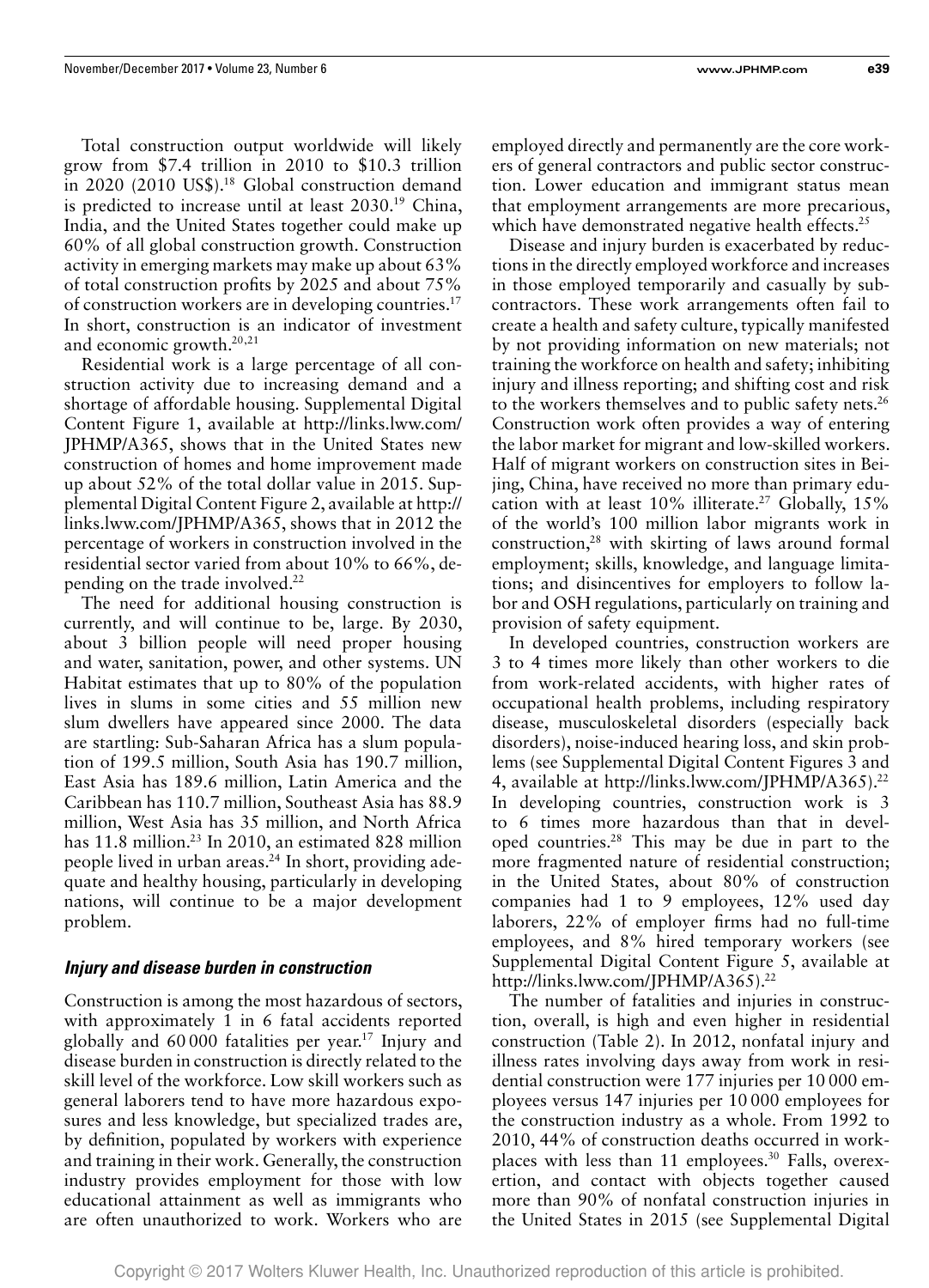Total construction output worldwide will likely grow from $7.4 trillion in 2010 to $10.3 trillion in 2020 (2010 US$).[18] Global construction demand is predicted to increase until at least 2030.[19] China, India, and the United States together could make up 60% of all global construction growth. Construction activity in emerging markets may make up about 63% of total construction profits by 2025 and about 75% of construction workers are in developing countries.[17] In short, construction is an indicator of investment and economic growth.[20,21]

Residential work is a large percentage of all construction activity due to increasing demand and a shortage of affordable housing. Supplemental Digital Content Figure 1, available at http://links.lww.com/JPHMP/A365, shows that in the United States new construction of homes and home improvement made up about 52% of the total dollar value in 2015. Supplemental Digital Content Figure 2, available at http://links.lww.com/JPHMP/A365, shows that in 2012 the percentage of workers in construction involved in the residential sector varied from about 10% to 66%, depending on the trade involved.[22]

The need for additional housing construction is currently, and will continue to be, large. By 2030, about 3 billion people will need proper housing and water, sanitation, power, and other systems. UN Habitat estimates that up to 80% of the population lives in slums in some cities and 55 million new slum dwellers have appeared since 2000. The data are startling: Sub-Saharan Africa has a slum population of 199.5 million, South Asia has 190.7 million, East Asia has 189.6 million, Latin America and the Caribbean has 110.7 million, Southeast Asia has 88.9 million, West Asia has 35 million, and North Africa has 11.8 million.[23] In 2010, an estimated 828 million people lived in urban areas.[24] In short, providing adequate and healthy housing, particularly in developing nations, will continue to be a major development problem.

### *Injury and disease burden in construction*

Construction is among the most hazardous of sectors, with approximately 1 in 6 fatal accidents reported globally and 60 000 fatalities per year.[17] Injury and disease burden in construction is directly related to the skill level of the workforce. Low skill workers such as general laborers tend to have more hazardous exposures and less knowledge, but specialized trades are, by definition, populated by workers with experience and training in their work. Generally, the construction industry provides employment for those with low educational attainment as well as immigrants who are often unauthorized to work. Workers who are employed directly and permanently are the core workers of general contractors and public sector construction. Lower education and immigrant status mean that employment arrangements are more precarious, which have demonstrated negative health effects.[25]

Disease and injury burden is exacerbated by reductions in the directly employed workforce and increases in those employed temporarily and casually by subcontractors. These work arrangements often fail to create a health and safety culture, typically manifested by not providing information on new materials; not training the workforce on health and safety; inhibiting injury and illness reporting; and shifting cost and risk to the workers themselves and to public safety nets.[26] Construction work often provides a way of entering the labor market for migrant and low-skilled workers. Half of migrant workers on construction sites in Beijing, China, have received no more than primary education with at least 10% illiterate.[27] Globally, 15% of the world's 100 million labor migrants work in construction,[28] with skirting of laws around formal employment; skills, knowledge, and language limitations; and disincentives for employers to follow labor and OSH regulations, particularly on training and provision of safety equipment.

In developed countries, construction workers are 3 to 4 times more likely than other workers to die from work-related accidents, with higher rates of occupational health problems, including respiratory disease, musculoskeletal disorders (especially back disorders), noise-induced hearing loss, and skin problems (see Supplemental Digital Content Figures 3 and 4, available at http://links.lww.com/JPHMP/A365).[22] In developing countries, construction work is 3 to 6 times more hazardous than that in developed countries.[28] This may be due in part to the more fragmented nature of residential construction; in the United States, about 80% of construction companies had 1 to 9 employees, 12% used day laborers, 22% of employer firms had no full-time employees, and 8% hired temporary workers (see Supplemental Digital Content Figure 5, available at http://links.lww.com/JPHMP/A365).[22]

The number of fatalities and injuries in construction, overall, is high and even higher in residential construction (Table 2). In 2012, nonfatal injury and illness rates involving days away from work in residential construction were 177 injuries per 10 000 employees versus 147 injuries per 10 000 employees for the construction industry as a whole. From 1992 to 2010, 44% of construction deaths occurred in workplaces with less than 11 employees.[30] Falls, overexertion, and contact with objects together caused more than 90% of nonfatal construction injuries in the United States in 2015 (see Supplemental Digital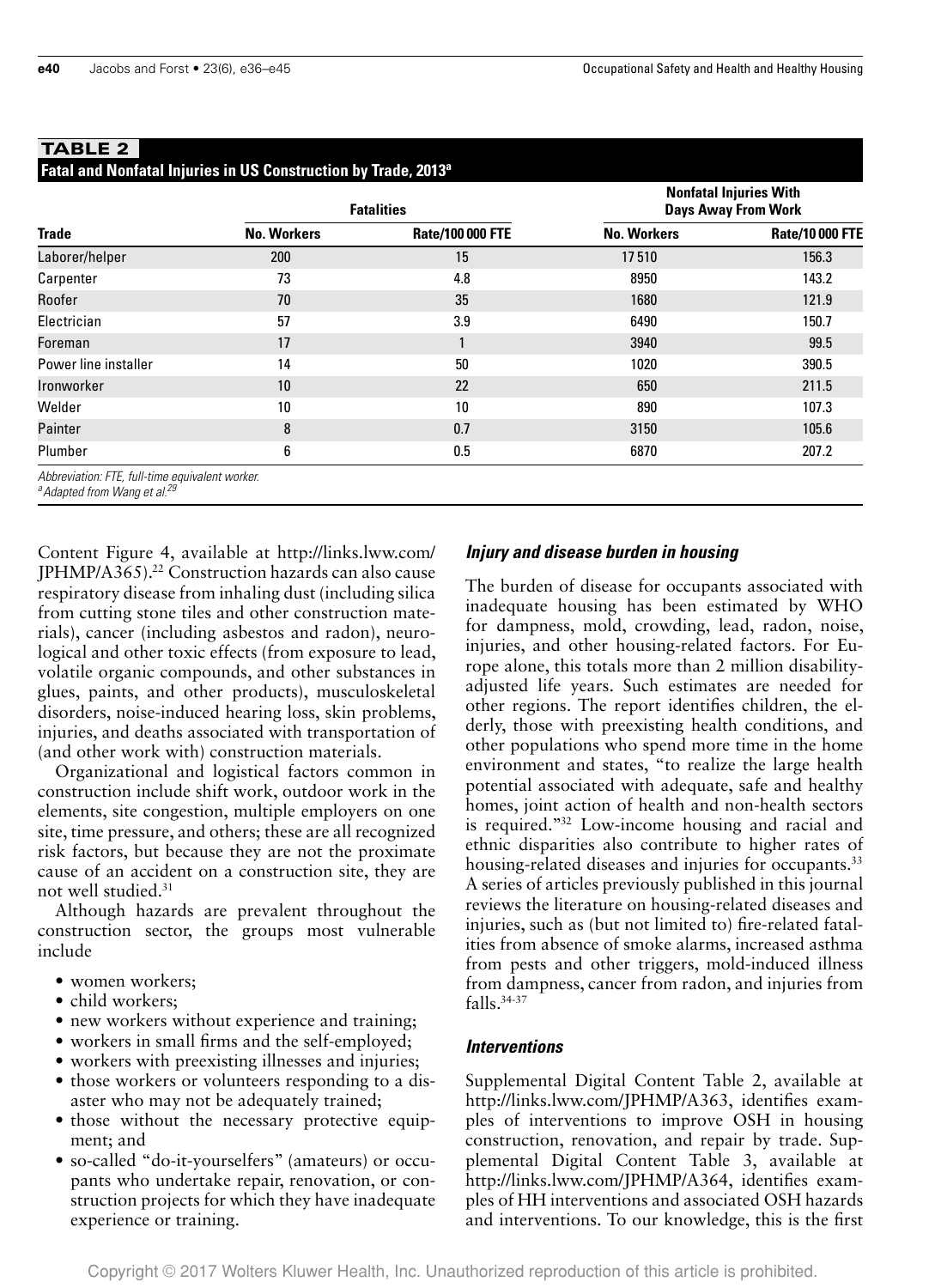**TABLE 2**
**Fatal and Nonfatal Injuries in US Construction by Trade, 2013[a]**

| Trade | Fatalities | | Nonfatal Injuries With Days Away From Work | |
|---|---|---|---|---|
| | No. Workers | Rate/100 000 FTE | No. Workers | Rate/10 000 FTE |
| Laborer/helper | 200 | 15 | 17 510 | 156.3 |
| Carpenter | 73 | 4.8 | 8950 | 143.2 |
| Roofer | 70 | 35 | 1680 | 121.9 |
| Electrician | 57 | 3.9 | 6490 | 150.7 |
| Foreman | 17 | 1 | 3940 | 99.5 |
| Power line installer | 14 | 50 | 1020 | 390.5 |
| Ironworker | 10 | 22 | 650 | 211.5 |
| Welder | 10 | 10 | 890 | 107.3 |
| Painter | 8 | 0.7 | 3150 | 105.6 |
| Plumber | 6 | 0.5 | 6870 | 207.2 |

*Abbreviation: FTE, full-time equivalent worker.*
*[a] Adapted from Wang et al.[29]*

Content Figure 4, available at http://links.lww.com/JPHMP/A365).[22] Construction hazards can also cause respiratory disease from inhaling dust (including silica from cutting stone tiles and other construction materials), cancer (including asbestos and radon), neurological and other toxic effects (from exposure to lead, volatile organic compounds, and other substances in glues, paints, and other products), musculoskeletal disorders, noise-induced hearing loss, skin problems, injuries, and deaths associated with transportation of (and other work with) construction materials.

Organizational and logistical factors common in construction include shift work, outdoor work in the elements, site congestion, multiple employers on one site, time pressure, and others; these are all recognized risk factors, but because they are not the proximate cause of an accident on a construction site, they are not well studied.[31]

Although hazards are prevalent throughout the construction sector, the groups most vulnerable include

- women workers;
- child workers;
- new workers without experience and training;
- workers in small firms and the self-employed;
- workers with preexisting illnesses and injuries;
- those workers or volunteers responding to a disaster who may not be adequately trained;
- those without the necessary protective equipment; and
- so-called "do-it-yourselfers" (amateurs) or occupants who undertake repair, renovation, or construction projects for which they have inadequate experience or training.

### *Injury and disease burden in housing*

The burden of disease for occupants associated with inadequate housing has been estimated by WHO for dampness, mold, crowding, lead, radon, noise, injuries, and other housing-related factors. For Europe alone, this totals more than 2 million disability-adjusted life years. Such estimates are needed for other regions. The report identifies children, the elderly, those with preexisting health conditions, and other populations who spend more time in the home environment and states, "to realize the large health potential associated with adequate, safe and healthy homes, joint action of health and non-health sectors is required."[32] Low-income housing and racial and ethnic disparities also contribute to higher rates of housing-related diseases and injuries for occupants.[33] A series of articles previously published in this journal reviews the literature on housing-related diseases and injuries, such as (but not limited to) fire-related fatalities from absence of smoke alarms, increased asthma from pests and other triggers, mold-induced illness from dampness, cancer from radon, and injuries from falls.[34-37]

### *Interventions*

Supplemental Digital Content Table 2, available at http://links.lww.com/JPHMP/A363, identifies examples of interventions to improve OSH in housing construction, renovation, and repair by trade. Supplemental Digital Content Table 3, available at http://links.lww.com/JPHMP/A364, identifies examples of HH interventions and associated OSH hazards and interventions. To our knowledge, this is the first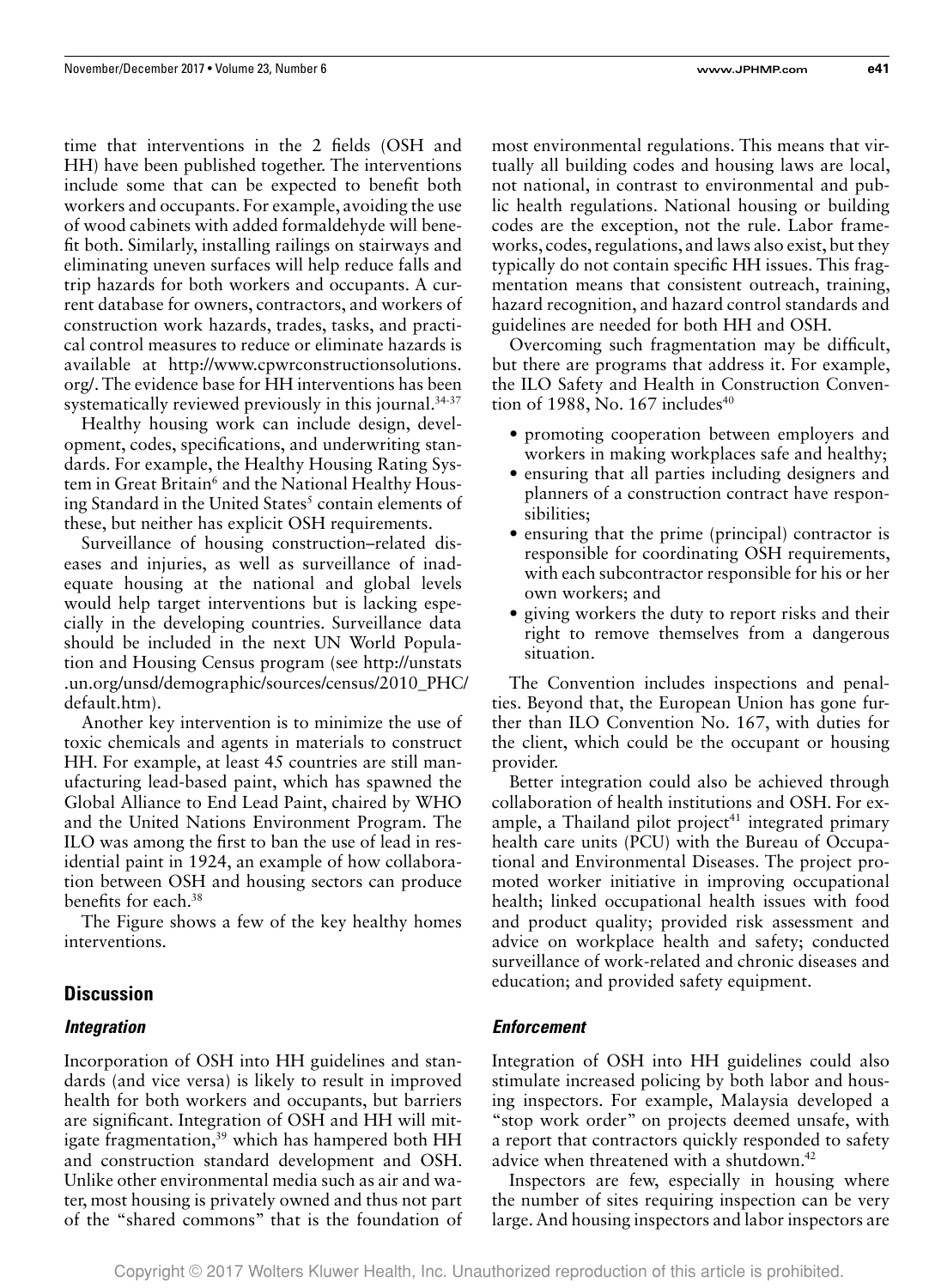time that interventions in the 2 fields (OSH and HH) have been published together. The interventions include some that can be expected to benefit both workers and occupants. For example, avoiding the use of wood cabinets with added formaldehyde will benefit both. Similarly, installing railings on stairways and eliminating uneven surfaces will help reduce falls and trip hazards for both workers and occupants. A current database for owners, contractors, and workers of construction work hazards, trades, tasks, and practical control measures to reduce or eliminate hazards is available at http://www.cpwrconstructionsolutions.org/. The evidence base for HH interventions has been systematically reviewed previously in this journal.[34-37]

Healthy housing work can include design, development, codes, specifications, and underwriting standards. For example, the Healthy Housing Rating System in Great Britain[6] and the National Healthy Housing Standard in the United States[5] contain elements of these, but neither has explicit OSH requirements.

Surveillance of housing construction–related diseases and injuries, as well as surveillance of inadequate housing at the national and global levels would help target interventions but is lacking especially in the developing countries. Surveillance data should be included in the next UN World Population and Housing Census program (see http://unstats.un.org/unsd/demographic/sources/census/2010_PHC/default.htm).

Another key intervention is to minimize the use of toxic chemicals and agents in materials to construct HH. For example, at least 45 countries are still manufacturing lead-based paint, which has spawned the Global Alliance to End Lead Paint, chaired by WHO and the United Nations Environment Program. The ILO was among the first to ban the use of lead in residential paint in 1924, an example of how collaboration between OSH and housing sectors can produce benefits for each.[38]

The Figure shows a few of the key healthy homes interventions.

## Discussion

### *Integration*

Incorporation of OSH into HH guidelines and standards (and vice versa) is likely to result in improved health for both workers and occupants, but barriers are significant. Integration of OSH and HH will mitigate fragmentation,[39] which has hampered both HH and construction standard development and OSH. Unlike other environmental media such as air and water, most housing is privately owned and thus not part of the "shared commons" that is the foundation of most environmental regulations. This means that virtually all building codes and housing laws are local, not national, in contrast to environmental and public health regulations. National housing or building codes are the exception, not the rule. Labor frameworks, codes, regulations, and laws also exist, but they typically do not contain specific HH issues. This fragmentation means that consistent outreach, training, hazard recognition, and hazard control standards and guidelines are needed for both HH and OSH.

Overcoming such fragmentation may be difficult, but there are programs that address it. For example, the ILO Safety and Health in Construction Convention of 1988, No. 167 includes[40]

- promoting cooperation between employers and workers in making workplaces safe and healthy;
- ensuring that all parties including designers and planners of a construction contract have responsibilities;
- ensuring that the prime (principal) contractor is responsible for coordinating OSH requirements, with each subcontractor responsible for his or her own workers; and
- giving workers the duty to report risks and their right to remove themselves from a dangerous situation.

The Convention includes inspections and penalties. Beyond that, the European Union has gone further than ILO Convention No. 167, with duties for the client, which could be the occupant or housing provider.

Better integration could also be achieved through collaboration of health institutions and OSH. For example, a Thailand pilot project[41] integrated primary health care units (PCU) with the Bureau of Occupational and Environmental Diseases. The project promoted worker initiative in improving occupational health; linked occupational health issues with food and product quality; provided risk assessment and advice on workplace health and safety; conducted surveillance of work-related and chronic diseases and education; and provided safety equipment.

### *Enforcement*

Integration of OSH into HH guidelines could also stimulate increased policing by both labor and housing inspectors. For example, Malaysia developed a "stop work order" on projects deemed unsafe, with a report that contractors quickly responded to safety advice when threatened with a shutdown.[42]

Inspectors are few, especially in housing where the number of sites requiring inspection can be very large. And housing inspectors and labor inspectors are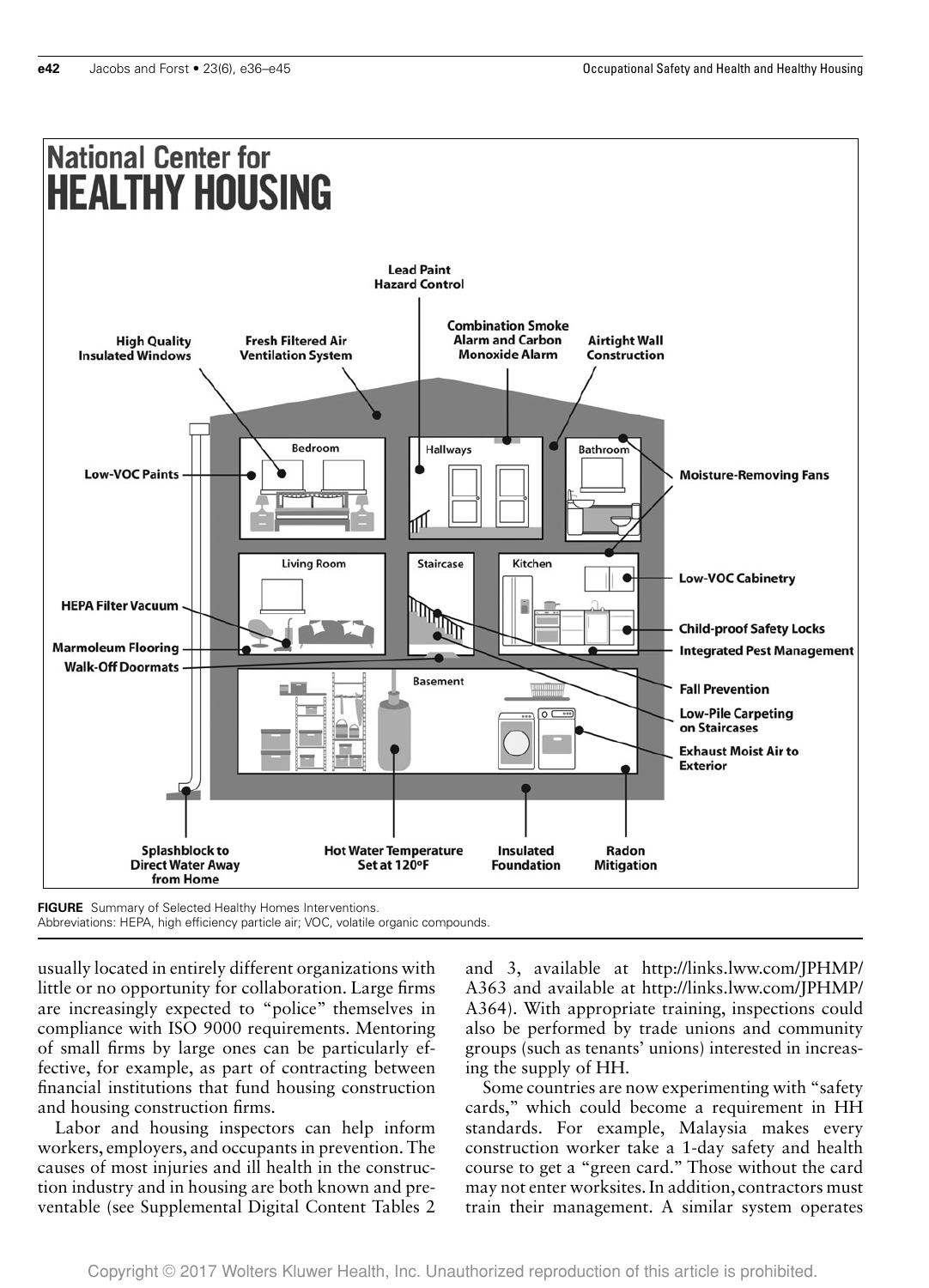**FIGURE** Summary of Selected Healthy Homes Interventions.
Abbreviations: HEPA, high efficiency particle air; VOC, volatile organic compounds.

usually located in entirely different organizations with little or no opportunity for collaboration. Large firms are increasingly expected to "police" themselves in compliance with ISO 9000 requirements. Mentoring of small firms by large ones can be particularly effective, for example, as part of contracting between financial institutions that fund housing construction and housing construction firms.

Labor and housing inspectors can help inform workers, employers, and occupants in prevention. The causes of most injuries and ill health in the construction industry and in housing are both known and preventable (see Supplemental Digital Content Tables 2 and 3, available at http://links.lww.com/JPHMP/A363 and available at http://links.lww.com/JPHMP/A364). With appropriate training, inspections could also be performed by trade unions and community groups (such as tenants' unions) interested in increasing the supply of HH.

Some countries are now experimenting with "safety cards," which could become a requirement in HH standards. For example, Malaysia makes every construction worker take a 1-day safety and health course to get a "green card." Those without the card may not enter worksites. In addition, contractors must train their management. A similar system operates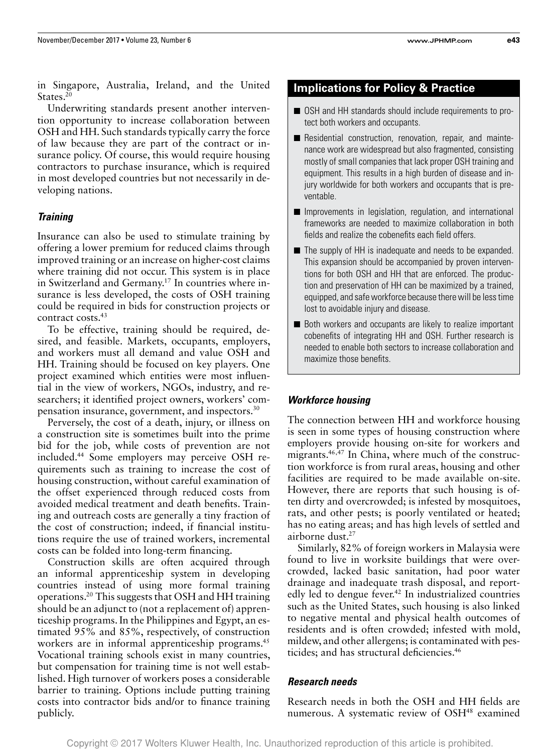in Singapore, Australia, Ireland, and the United States.[20]

Underwriting standards present another intervention opportunity to increase collaboration between OSH and HH. Such standards typically carry the force of law because they are part of the contract or insurance policy. Of course, this would require housing contractors to purchase insurance, which is required in most developed countries but not necessarily in developing nations.

### *Training*

Insurance can also be used to stimulate training by offering a lower premium for reduced claims through improved training or an increase on higher-cost claims where training did not occur. This system is in place in Switzerland and Germany.[17] In countries where insurance is less developed, the costs of OSH training could be required in bids for construction projects or contract costs.[43]

To be effective, training should be required, desired, and feasible. Markets, occupants, employers, and workers must all demand and value OSH and HH. Training should be focused on key players. One project examined which entities were most influential in the view of workers, NGOs, industry, and researchers; it identified project owners, workers' compensation insurance, government, and inspectors.[30]

Perversely, the cost of a death, injury, or illness on a construction site is sometimes built into the prime bid for the job, while costs of prevention are not included.[44] Some employers may perceive OSH requirements such as training to increase the cost of housing construction, without careful examination of the offset experienced through reduced costs from avoided medical treatment and death benefits. Training and outreach costs are generally a tiny fraction of the cost of construction; indeed, if financial institutions require the use of trained workers, incremental costs can be folded into long-term financing.

Construction skills are often acquired through an informal apprenticeship system in developing countries instead of using more formal training operations.[20] This suggests that OSH and HH training should be an adjunct to (not a replacement of) apprenticeship programs. In the Philippines and Egypt, an estimated 95% and 85%, respectively, of construction workers are in informal apprenticeship programs.[45] Vocational training schools exist in many countries, but compensation for training time is not well established. High turnover of workers poses a considerable barrier to training. Options include putting training costs into contractor bids and/or to finance training publicly.

## Implications for Policy & Practice

- OSH and HH standards should include requirements to protect both workers and occupants.
- Residential construction, renovation, repair, and maintenance work are widespread but also fragmented, consisting mostly of small companies that lack proper OSH training and equipment. This results in a high burden of disease and injury worldwide for both workers and occupants that is preventable.
- Improvements in legislation, regulation, and international frameworks are needed to maximize collaboration in both fields and realize the cobenefits each field offers.
- The supply of HH is inadequate and needs to be expanded. This expansion should be accompanied by proven interventions for both OSH and HH that are enforced. The production and preservation of HH can be maximized by a trained, equipped, and safe workforce because there will be less time lost to avoidable injury and disease.
- Both workers and occupants are likely to realize important cobenefits of integrating HH and OSH. Further research is needed to enable both sectors to increase collaboration and maximize those benefits.

### *Workforce housing*

The connection between HH and workforce housing is seen in some types of housing construction where employers provide housing on-site for workers and migrants.[46,47] In China, where much of the construction workforce is from rural areas, housing and other facilities are required to be made available on-site. However, there are reports that such housing is often dirty and overcrowded; is infested by mosquitoes, rats, and other pests; is poorly ventilated or heated; has no eating areas; and has high levels of settled and airborne dust.[27]

Similarly, 82% of foreign workers in Malaysia were found to live in worksite buildings that were overcrowded, lacked basic sanitation, had poor water drainage and inadequate trash disposal, and reportedly led to dengue fever.[42] In industrialized countries such as the United States, such housing is also linked to negative mental and physical health outcomes of residents and is often crowded; infested with mold, mildew, and other allergens; is contaminated with pesticides; and has structural deficiencies.[46]

### *Research needs*

Research needs in both the OSH and HH fields are numerous. A systematic review of OSH[48] examined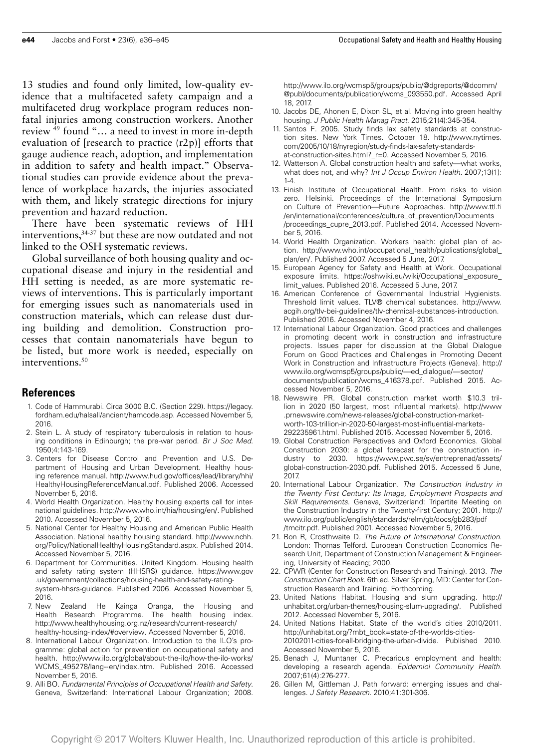13 studies and found only limited, low-quality evidence that a multifaceted safety campaign and a multifaceted drug workplace program reduces nonfatal injuries among construction workers. Another review [49] found "… a need to invest in more in-depth evaluation of [research to practice (r2p)] efforts that gauge audience reach, adoption, and implementation in addition to safety and health impact." Observational studies can provide evidence about the prevalence of workplace hazards, the injuries associated with them, and likely strategic directions for injury prevention and hazard reduction.

There have been systematic reviews of HH interventions,[34-37] but these are now outdated and not linked to the OSH systematic reviews.

Global surveillance of both housing quality and occupational disease and injury in the residential and HH setting is needed, as are more systematic reviews of interventions. This is particularly important for emerging issues such as nanomaterials used in construction materials, which can release dust during building and demolition. Construction processes that contain nanomaterials have begun to be listed, but more work is needed, especially on interventions.[50]

## References

1. Code of Hammurabi. Circa 3000 B.C. (Section 229). https://legacy.fordham.edu/halsall/ancient/hamcode.asp. Accessed November 5, 2016.
2. Stein L. A study of respiratory tuberculosis in relation to housing conditions in Edinburgh; the pre-war period. *Br J Soc Med.* 1950;4:143-169.
3. Centers for Disease Control and Prevention and U.S. Department of Housing and Urban Development. Healthy housing reference manual. http://www.hud.gov/offices/lead/library/hhi/HealthyHousingReferenceManual.pdf. Published 2006. Accessed November 5, 2016.
4. World Health Organization. Healthy housing experts call for international guidelines. http://www.who.int/hia/housing/en/. Published 2010. Accessed November 5, 2016.
5. National Center for Healthy Housing and American Public Health Association. National healthy housing standard. http://www.nchh.org/Policy/NationalHealthyHousingStandard.aspx. Published 2014. Accessed November 5, 2016.
6. Department for Communities. United Kingdom. Housing health and safety rating system (HHSRS) guidance. https://www.gov.uk/government/collections/housing-health-and-safety-rating-system-hhsrs-guidance. Published 2006. Accessed November 5, 2016.
7. New Zealand He Kainga Oranga, the Housing and Health Research Programme. The health housing index. http://www.healthyhousing.org.nz/research/current-research/healthy-housing-index/#overview. Accessed November 5, 2016.
8. International Labour Organization. Introduction to the ILO's programme: global action for prevention on occupational safety and health. http://www.ilo.org/global/about-the-ilo/how-the-ilo-works/WCMS_495278/lang--en/index.htm. Published 2016. Accessed November 5, 2016.
9. Alli BO. *Fundamental Principles of Occupational Health and Safety*. Geneva, Switzerland: International Labour Organization; 2008. http://www.ilo.org/wcmsp5/groups/public/@dgreports/@dcomm/@publ/documents/publication/wcms_093550.pdf. Accessed April 18, 2017.
10. Jacobs DE, Ahonen E, Dixon SL, et al. Moving into green healthy housing. *J Public Health Manag Pract.* 2015;21(4):345-354.
11. Santos F. 2005. Study finds lax safety standards at construction sites. New York Times. October 18. http://www.nytimes.com/2005/10/18/nyregion/study-finds-lax-safety-standards-at-construction-sites.html?_r=0. Accessed November 5, 2016.
12. Watterson A. Global construction health and safety—what works, what does not, and why? *Int J Occup Environ Health.* 2007;13(1):1-4.
13. Finish Institute of Occupational Health. From risks to vision zero. Helsinki. Proceedings of the International Symposium on Culture of Prevention—Future Approaches. http://www.ttl.fi/en/international/conferences/culture_of_prevention/Documents/proceedings_cupre_2013.pdf. Published 2014. Accessed November 5, 2016.
14. World Health Organization. Workers health: global plan of action. http://www.who.int/occupational_health/publications/global_plan/en/. Published 2007. Accessed 5 June, 2017.
15. European Agency for Safety and Health at Work. Occupational exposure limits. https://oshwiki.eu/wiki/Occupational_exposure_limit_values. Published 2016. Accessed 5 June, 2017.
16. American Conference of Governmental Industrial Hygienists. Threshold limit values. TLV® chemical substances. http://www.acgih.org/tlv-bei-guidelines/tlv-chemical-substances-introduction. Published 2016. Accessed November 4, 2016.
17. International Labour Organization. Good practices and challenges in promoting decent work in construction and infrastructure projects. Issues paper for discussion at the Global Dialogue Forum on Good Practices and Challenges in Promoting Decent Work in Construction and Infrastructure Projects (Geneva). http://www.ilo.org/wcmsp5/groups/public/—ed_dialogue/—sector/documents/publication/wcms_416378.pdf. Published 2015. Accessed November 5, 2016.
18. Newswire PR. Global construction market worth $10.3 trillion in 2020 (50 largest, most influential markets). http://www.prnewswire.com/news-releases/global-construction-market-worth-103-trillion-in-2020-50-largest-most-influential-markets-292235961.html. Published 2015. Accessed November 5, 2016.
19. Global Construction Perspectives and Oxford Economics. Global Construction 2030: a global forecast for the construction industry to 2030. https://www.pwc.se/sv/entreprenad/assets/global-construction-2030.pdf. Published 2015. Accessed 5 June, 2017.
20. International Labour Organization. *The Construction Industry in the Twenty First Century: Its Image, Employment Prospects and Skill Requirements.* Geneva, Switzerland: Tripartite Meeting on the Construction Industry in the Twenty-first Century; 2001. http://www.ilo.org/public/english/standards/relm/gb/docs/gb283/pdf/tmcitr.pdf. Published 2001. Accessed November 5, 2016.
21. Bon R, Crosthwaite D. *The Future of International Construction.* London: Thomas Telford. European Construction Economics Research Unit, Department of Construction Management & Engineering, University of Reading; 2000.
22. CPWR (Center for Construction Research and Training). 2013. *The Construction Chart Book.* 6th ed. Silver Spring, MD: Center for Construction Research and Training. Forthcoming.
23. United Nations Habitat. Housing and slum upgrading. http://unhabitat.org/urban-themes/housing-slum-upgrading/. Published 2012. Accessed November 5, 2016.
24. United Nations Habitat. State of the world's cities 2010/2011. http://unhabitat.org/?mbt_book=state-of-the-worlds-cities-20102011-cities-for-all-bridging-the-urban-divide. Published 2010. Accessed November 5, 2016.
25. Benach J, Muntaner C. Precarious employment and health: developing a research agenda. *Epidemiol Community Health.* 2007;61(4):276-277.
26. Gillen M, Gittleman J. Path forward: emerging issues and challenges. *J Safety Research.* 2010;41:301-306.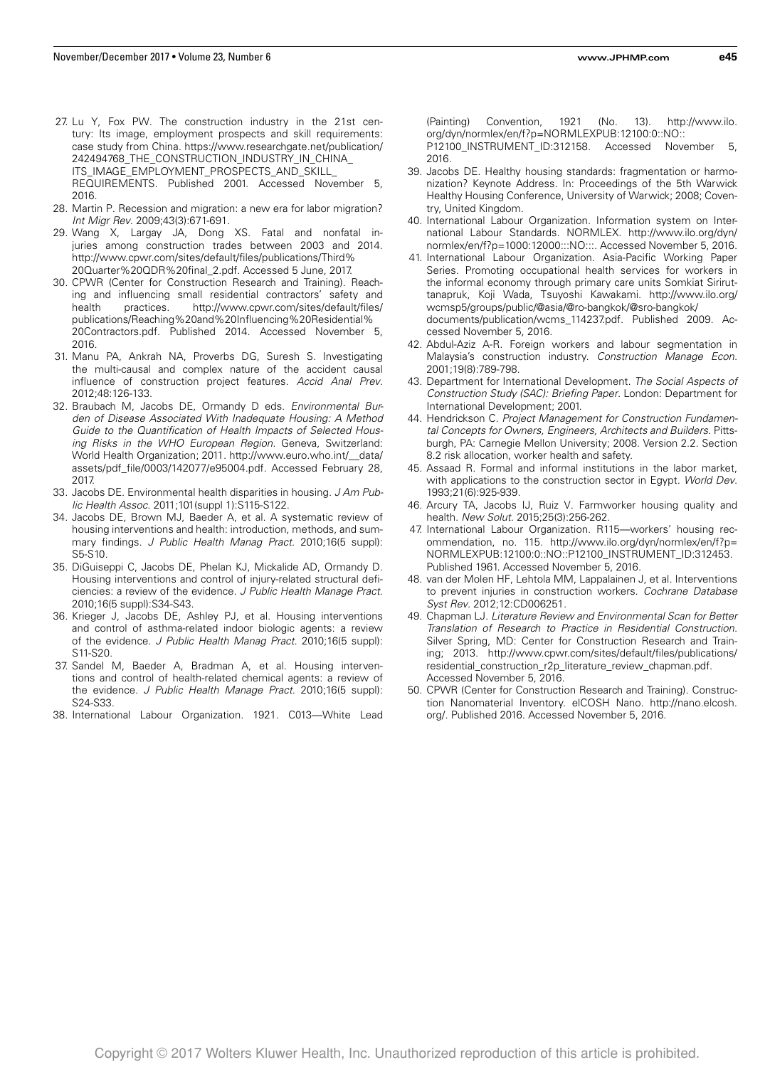27. Lu Y, Fox PW. The construction industry in the 21st century: Its image, employment prospects and skill requirements: case study from China. https://www.researchgate.net/publication/242494768_THE_CONSTRUCTION_INDUSTRY_IN_CHINA_ITS_IMAGE_EMPLOYMENT_PROSPECTS_AND_SKILL_REQUIREMENTS. Published 2001. Accessed November 5, 2016.
28. Martin P. Recession and migration: a new era for labor migration? *Int Migr Rev*. 2009;43(3):671-691.
29. Wang X, Largay JA, Dong XS. Fatal and nonfatal injuries among construction trades between 2003 and 2014. http://www.cpwr.com/sites/default/files/publications/Third%20Quarter%20QDR%20final_2.pdf. Accessed 5 June, 2017.
30. CPWR (Center for Construction Research and Training). Reaching and influencing small residential contractors' safety and health practices. http://www.cpwr.com/sites/default/files/publications/Reaching%20and%20Influencing%20Residential%20Contractors.pdf. Published 2014. Accessed November 5, 2016.
31. Manu PA, Ankrah NA, Proverbs DG, Suresh S. Investigating the multi-causal and complex nature of the accident causal influence of construction project features. *Accid Anal Prev*. 2012;48:126-133.
32. Braubach M, Jacobs DE, Ormandy D eds. *Environmental Burden of Disease Associated With Inadequate Housing: A Method Guide to the Quantification of Health Impacts of Selected Housing Risks in the WHO European Region*. Geneva, Switzerland: World Health Organization; 2011. http://www.euro.who.int/__data/assets/pdf_file/0003/142077/e95004.pdf. Accessed February 28, 2017.
33. Jacobs DE. Environmental health disparities in housing. *J Am Public Health Assoc*. 2011;101(suppl 1):S115-S122.
34. Jacobs DE, Brown MJ, Baeder A, et al. A systematic review of housing interventions and health: introduction, methods, and summary findings. *J Public Health Manag Pract*. 2010;16(5 suppl):S5-S10.
35. DiGuiseppi C, Jacobs DE, Phelan KJ, Mickalide AD, Ormandy D. Housing interventions and control of injury-related structural deficiencies: a review of the evidence. *J Public Health Manage Pract*. 2010;16(5 suppl):S34-S43.
36. Krieger J, Jacobs DE, Ashley PJ, et al. Housing interventions and control of asthma-related indoor biologic agents: a review of the evidence. *J Public Health Manag Pract*. 2010;16(5 suppl):S11-S20.
37. Sandel M, Baeder A, Bradman A, et al. Housing interventions and control of health-related chemical agents: a review of the evidence. *J Public Health Manage Pract*. 2010;16(5 suppl):S24-S33.
38. International Labour Organization. 1921. C013—White Lead (Painting) Convention, 1921 (No. 13). http://www.ilo.org/dyn/normlex/en/f?p=NORMLEXPUB:12100:0::NO::P12100_INSTRUMENT_ID:312158. Accessed November 5, 2016.
39. Jacobs DE. Healthy housing standards: fragmentation or harmonization? Keynote Address. In: Proceedings of the 5th Warwick Healthy Housing Conference, University of Warwick; 2008; Coventry, United Kingdom.
40. International Labour Organization. Information system on International Labour Standards. NORMLEX. http://www.ilo.org/dyn/normlex/en/f?p=1000:12000:::NO:::. Accessed November 5, 2016.
41. International Labour Organization. Asia-Pacific Working Paper Series. Promoting occupational health services for workers in the informal economy through primary care units Somkiat Siriruttanapruk, Koji Wada, Tsuyoshi Kawakami. http://www.ilo.org/wcmsp5/groups/public/@asia/@ro-bangkok/@sro-bangkok/documents/publication/wcms_114237.pdf. Published 2009. Accessed November 5, 2016.
42. Abdul-Aziz A-R. Foreign workers and labour segmentation in Malaysia's construction industry. *Construction Manage Econ*. 2001;19(8):789-798.
43. Department for International Development. *The Social Aspects of Construction Study (SAC): Briefing Paper*. London: Department for International Development; 2001.
44. Hendrickson C. *Project Management for Construction Fundamental Concepts for Owners, Engineers, Architects and Builders*. Pittsburgh, PA: Carnegie Mellon University; 2008. Version 2.2. Section 8.2 risk allocation, worker health and safety.
45. Assaad R. Formal and informal institutions in the labor market, with applications to the construction sector in Egypt. *World Dev*. 1993;21(6):925-939.
46. Arcury TA, Jacobs IJ, Ruiz V. Farmworker housing quality and health. *New Solut*. 2015;25(3):256-262.
47. International Labour Organization. R115—workers' housing recommendation, no. 115. http://www.ilo.org/dyn/normlex/en/f?p=NORMLEXPUB:12100:0::NO::P12100_INSTRUMENT_ID:312453. Published 1961. Accessed November 5, 2016.
48. van der Molen HF, Lehtola MM, Lappalainen J, et al. Interventions to prevent injuries in construction workers. *Cochrane Database Syst Rev*. 2012;12:CD006251.
49. Chapman LJ. *Literature Review and Environmental Scan for Better Translation of Research to Practice in Residential Construction*. Silver Spring, MD: Center for Construction Research and Training; 2013. http://www.cpwr.com/sites/default/files/publications/residential_construction_r2p_literature_review_chapman.pdf. Accessed November 5, 2016.
50. CPWR (Center for Construction Research and Training). Construction Nanomaterial Inventory. eICOSH Nano. http://nano.elcosh.org/. Published 2016. Accessed November 5, 2016.